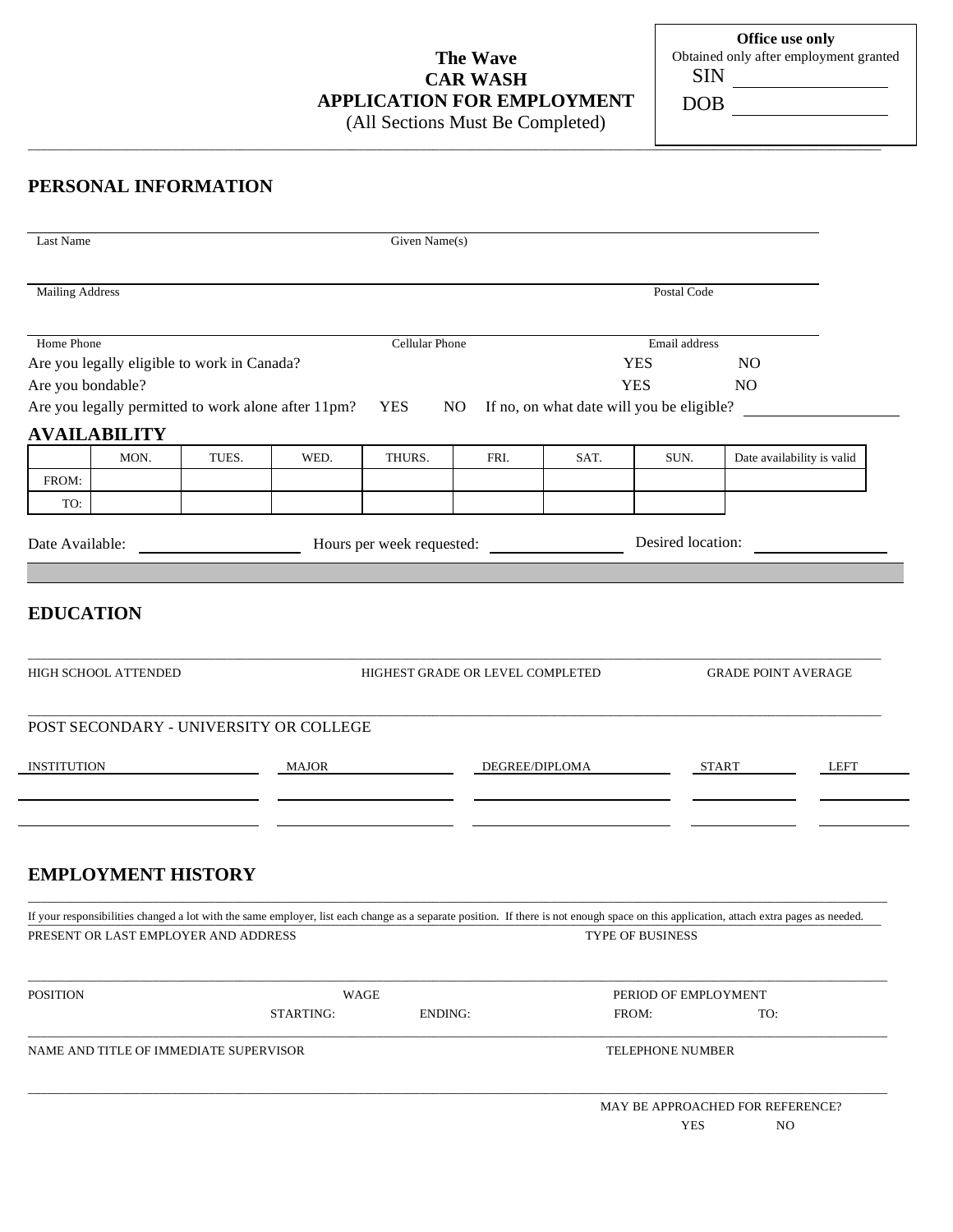**Office use only**
Obtained only after employment granted
SIN ____________
DOB ____________

# The Wave
## CAR WASH
## APPLICATION FOR EMPLOYMENT
(All Sections Must Be Completed)

## PERSONAL INFORMATION

Last Name ____________ Given Name(s) ____________

Mailing Address ____________ Postal Code ____________

Home Phone ____________ Cellular Phone ____________ Email address ____________

Are you legally eligible to work in Canada? YES NO

Are you bondable? YES NO

Are you legally permitted to work alone after 11pm? YES NO If no, on what date will you be eligible? ____________

## AVAILABILITY

| | MON. | TUES. | WED. | THURS. | FRI. | SAT. | SUN. | Date availability is valid |
|---|---|---|---|---|---|---|---|---|
| FROM: | | | | | | | | |
| TO: | | | | | | | | |

Date Available: ____________ Hours per week requested: ____________ Desired location: ____________

## EDUCATION

HIGH SCHOOL ATTENDED ____________ HIGHEST GRADE OR LEVEL COMPLETED ____________ GRADE POINT AVERAGE ____________

POST SECONDARY - UNIVERSITY OR COLLEGE

| INSTITUTION | MAJOR | DEGREE/DIPLOMA | START | LEFT |
|---|---|---|---|---|
| | | | | |
| | | | | |

## EMPLOYMENT HISTORY

If your responsibilities changed a lot with the same employer, list each change as a separate position. If there is not enough space on this application, attach extra pages as needed.

PRESENT OR LAST EMPLOYER AND ADDRESS ____________ TYPE OF BUSINESS ____________

POSITION ____________ WAGE STARTING: ____________ ENDING: ____________ PERIOD OF EMPLOYMENT FROM: ____________ TO: ____________

NAME AND TITLE OF IMMEDIATE SUPERVISOR ____________ TELEPHONE NUMBER ____________

MAY BE APPROACHED FOR REFERENCE?
YES NO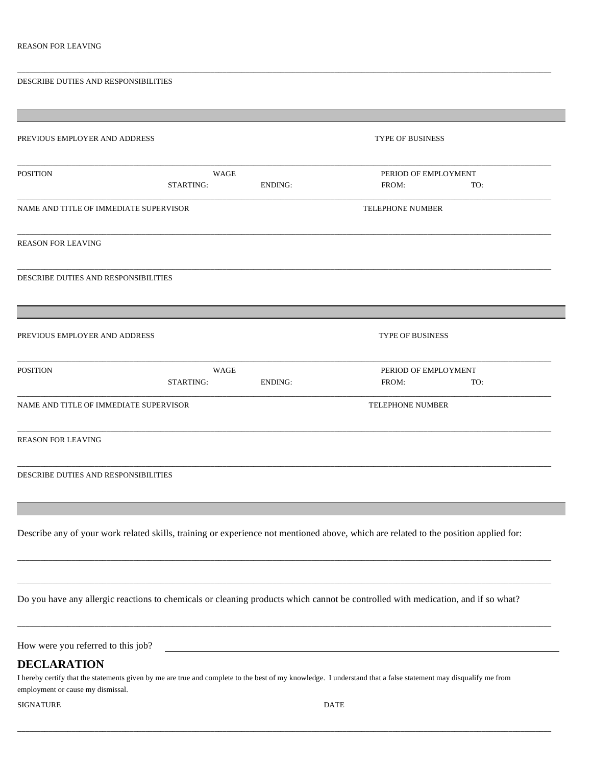REASON FOR LEAVING

DESCRIBE DUTIES AND RESPONSIBILITIES

---

PREVIOUS EMPLOYER AND ADDRESS

TYPE OF BUSINESS

POSITION

WAGE
STARTING: ENDING:

PERIOD OF EMPLOYMENT
FROM: TO:

NAME AND TITLE OF IMMEDIATE SUPERVISOR

TELEPHONE NUMBER

REASON FOR LEAVING

DESCRIBE DUTIES AND RESPONSIBILITIES

---

PREVIOUS EMPLOYER AND ADDRESS

TYPE OF BUSINESS

POSITION

WAGE
STARTING: ENDING:

PERIOD OF EMPLOYMENT
FROM: TO:

NAME AND TITLE OF IMMEDIATE SUPERVISOR

TELEPHONE NUMBER

REASON FOR LEAVING

DESCRIBE DUTIES AND RESPONSIBILITIES

---

Describe any of your work related skills, training or experience not mentioned above, which are related to the position applied for:

Do you have any allergic reactions to chemicals or cleaning products which cannot be controlled with medication, and if so what?

How were you referred to this job? ______________________________

## DECLARATION

I hereby certify that the statements given by me are true and complete to the best of my knowledge. I understand that a false statement may disqualify me from employment or cause my dismissal.

SIGNATURE

DATE